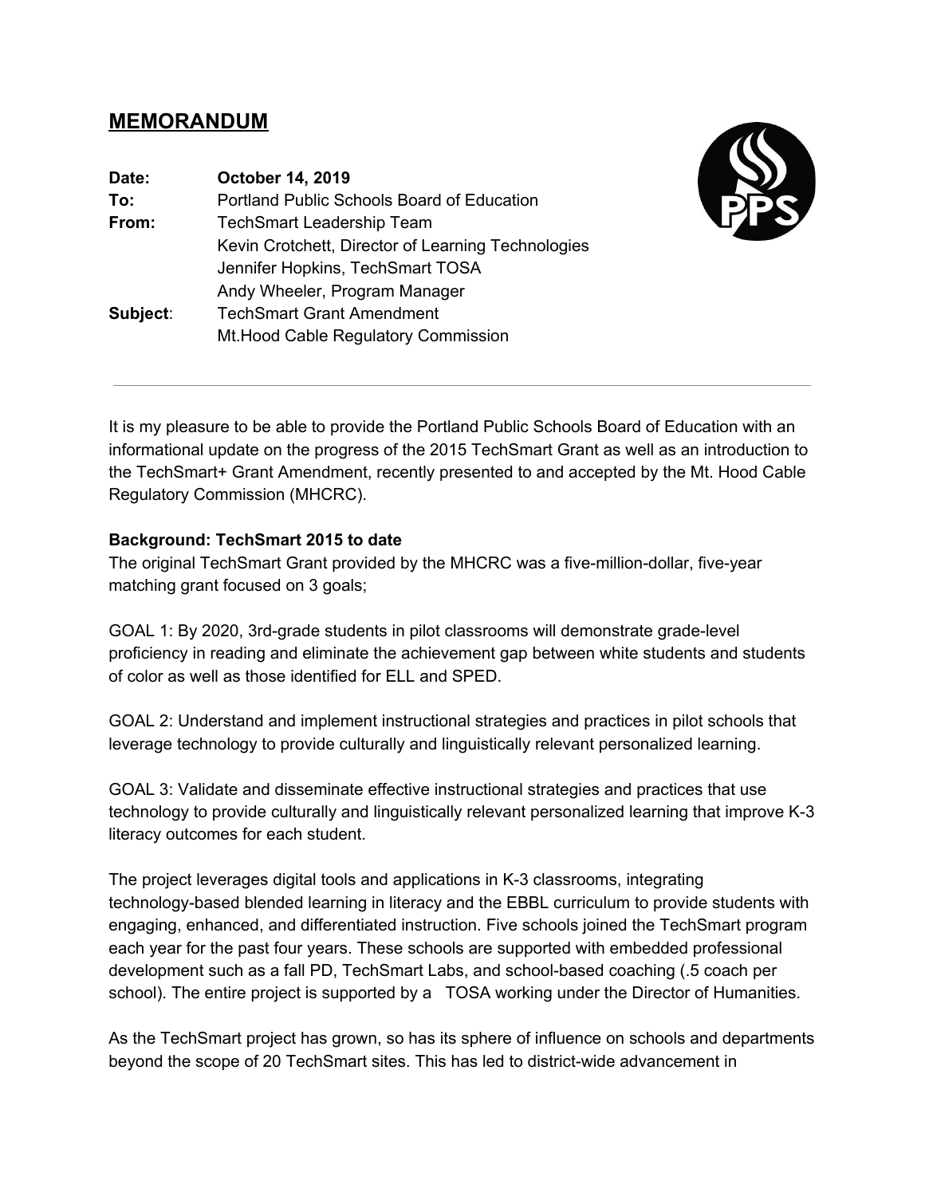## **MEMORANDUM**

**Date:** **October 14, 2019**
**To:** Portland Public Schools Board of Education
**From:** TechSmart Leadership Team
Kevin Crotchett, Director of Learning Technologies
Jennifer Hopkins, TechSmart TOSA
Andy Wheeler, Program Manager
**Subject**: TechSmart Grant Amendment
Mt.Hood Cable Regulatory Commission

---

It is my pleasure to be able to provide the Portland Public Schools Board of Education with an informational update on the progress of the 2015 TechSmart Grant as well as an introduction to the TechSmart+ Grant Amendment, recently presented to and accepted by the Mt. Hood Cable Regulatory Commission (MHCRC).

**Background: TechSmart 2015 to date**
The original TechSmart Grant provided by the MHCRC was a five-million-dollar, five-year matching grant focused on 3 goals;

GOAL 1: By 2020, 3rd-grade students in pilot classrooms will demonstrate grade-level proficiency in reading and eliminate the achievement gap between white students and students of color as well as those identified for ELL and SPED.

GOAL 2: Understand and implement instructional strategies and practices in pilot schools that leverage technology to provide culturally and linguistically relevant personalized learning.

GOAL 3: Validate and disseminate effective instructional strategies and practices that use technology to provide culturally and linguistically relevant personalized learning that improve K-3 literacy outcomes for each student.

The project leverages digital tools and applications in K-3 classrooms, integrating technology-based blended learning in literacy and the EBBL curriculum to provide students with engaging, enhanced, and differentiated instruction. Five schools joined the TechSmart program each year for the past four years. These schools are supported with embedded professional development such as a fall PD, TechSmart Labs, and school-based coaching (.5 coach per school). The entire project is supported by a TOSA working under the Director of Humanities.

As the TechSmart project has grown, so has its sphere of influence on schools and departments beyond the scope of 20 TechSmart sites. This has led to district-wide advancement in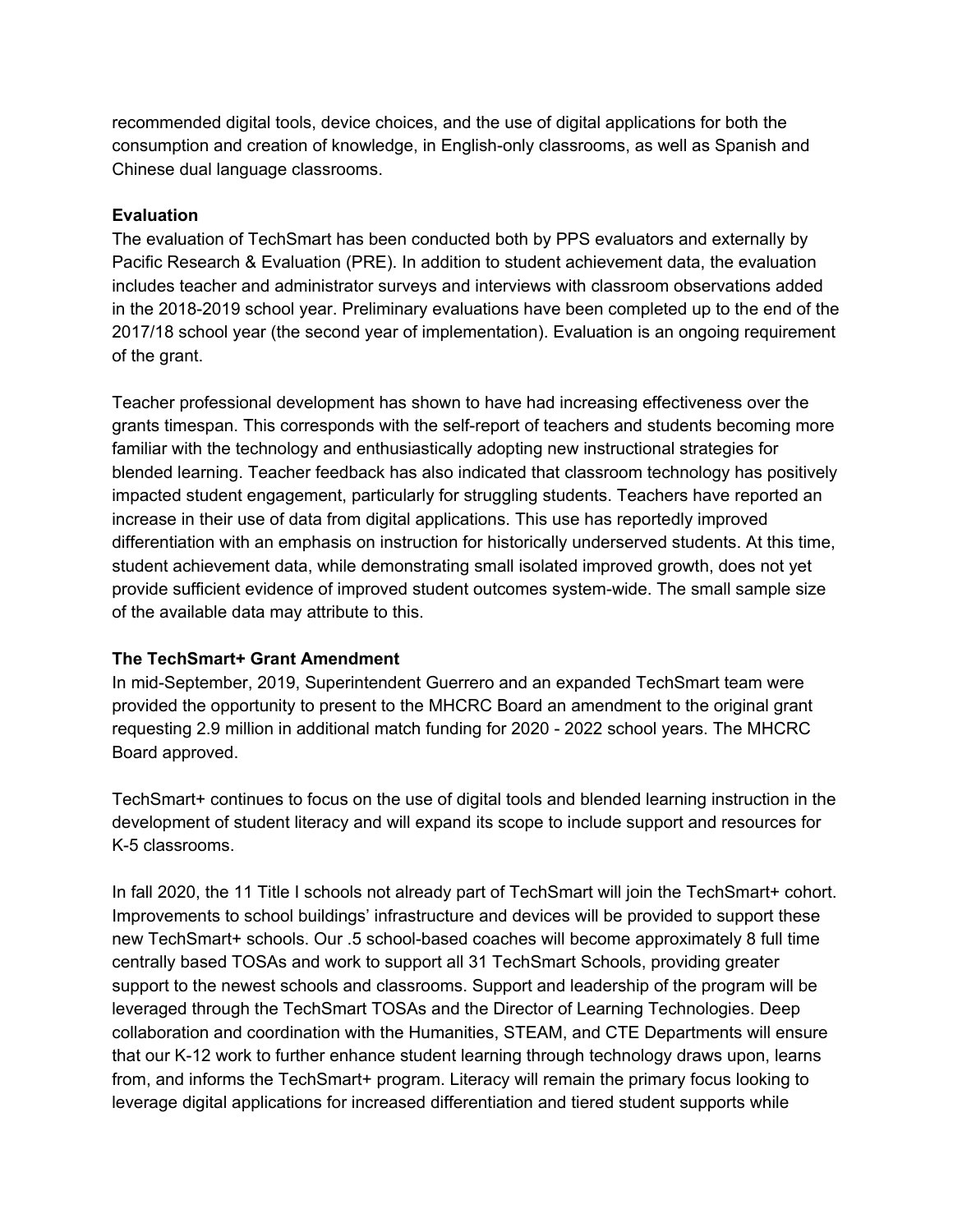recommended digital tools, device choices, and the use of digital applications for both the consumption and creation of knowledge, in English-only classrooms, as well as Spanish and Chinese dual language classrooms.

**Evaluation**

The evaluation of TechSmart has been conducted both by PPS evaluators and externally by Pacific Research & Evaluation (PRE). In addition to student achievement data, the evaluation includes teacher and administrator surveys and interviews with classroom observations added in the 2018-2019 school year. Preliminary evaluations have been completed up to the end of the 2017/18 school year (the second year of implementation). Evaluation is an ongoing requirement of the grant.

Teacher professional development has shown to have had increasing effectiveness over the grants timespan. This corresponds with the self-report of teachers and students becoming more familiar with the technology and enthusiastically adopting new instructional strategies for blended learning. Teacher feedback has also indicated that classroom technology has positively impacted student engagement, particularly for struggling students. Teachers have reported an increase in their use of data from digital applications. This use has reportedly improved differentiation with an emphasis on instruction for historically underserved students. At this time, student achievement data, while demonstrating small isolated improved growth, does not yet provide sufficient evidence of improved student outcomes system-wide. The small sample size of the available data may attribute to this.

**The TechSmart+ Grant Amendment**

In mid-September, 2019, Superintendent Guerrero and an expanded TechSmart team were provided the opportunity to present to the MHCRC Board an amendment to the original grant requesting 2.9 million in additional match funding for 2020 - 2022 school years. The MHCRC Board approved.

TechSmart+ continues to focus on the use of digital tools and blended learning instruction in the development of student literacy and will expand its scope to include support and resources for K-5 classrooms.

In fall 2020, the 11 Title I schools not already part of TechSmart will join the TechSmart+ cohort. Improvements to school buildings' infrastructure and devices will be provided to support these new TechSmart+ schools. Our .5 school-based coaches will become approximately 8 full time centrally based TOSAs and work to support all 31 TechSmart Schools, providing greater support to the newest schools and classrooms. Support and leadership of the program will be leveraged through the TechSmart TOSAs and the Director of Learning Technologies. Deep collaboration and coordination with the Humanities, STEAM, and CTE Departments will ensure that our K-12 work to further enhance student learning through technology draws upon, learns from, and informs the TechSmart+ program. Literacy will remain the primary focus looking to leverage digital applications for increased differentiation and tiered student supports while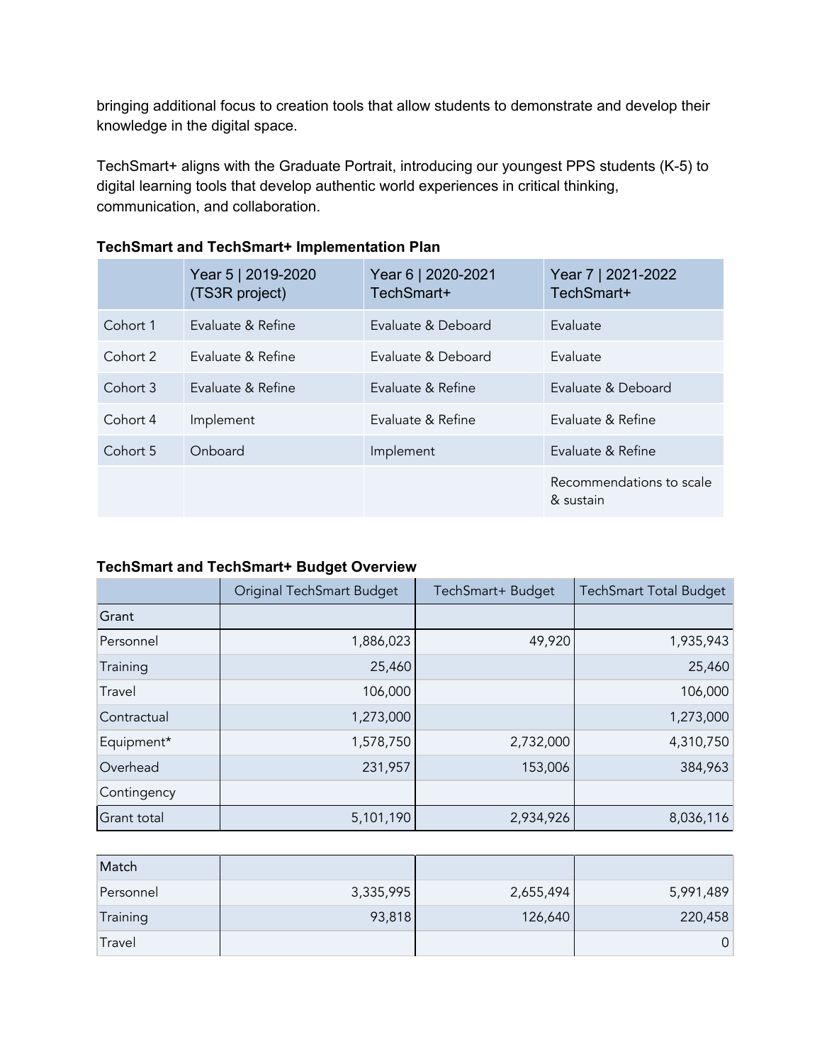bringing additional focus to creation tools that allow students to demonstrate and develop their knowledge in the digital space.

TechSmart+ aligns with the Graduate Portrait, introducing our youngest PPS students (K-5) to digital learning tools that develop authentic world experiences in critical thinking, communication, and collaboration.

**TechSmart and TechSmart+ Implementation Plan**

| | Year 5 \| 2019-2020 (TS3R project) | Year 6 \| 2020-2021 TechSmart+ | Year 7 \| 2021-2022 TechSmart+ |
|---|---|---|---|
| Cohort 1 | Evaluate & Refine | Evaluate & Deboard | Evaluate |
| Cohort 2 | Evaluate & Refine | Evaluate & Deboard | Evaluate |
| Cohort 3 | Evaluate & Refine | Evaluate & Refine | Evaluate & Deboard |
| Cohort 4 | Implement | Evaluate & Refine | Evaluate & Refine |
| Cohort 5 | Onboard | Implement | Evaluate & Refine |
| | | | Recommendations to scale & sustain |

**TechSmart and TechSmart+ Budget Overview**

| | Original TechSmart Budget | TechSmart+ Budget | TechSmart Total Budget |
|---|---|---|---|
| Grant | | | |
| Personnel | 1,886,023 | 49,920 | 1,935,943 |
| Training | 25,460 | | 25,460 |
| Travel | 106,000 | | 106,000 |
| Contractual | 1,273,000 | | 1,273,000 |
| Equipment* | 1,578,750 | 2,732,000 | 4,310,750 |
| Overhead | 231,957 | 153,006 | 384,963 |
| Contingency | | | |
| Grant total | 5,101,190 | 2,934,926 | 8,036,116 |

| Match | | | |
|---|---|---|---|
| Personnel | 3,335,995 | 2,655,494 | 5,991,489 |
| Training | 93,818 | 126,640 | 220,458 |
| Travel | | | 0 |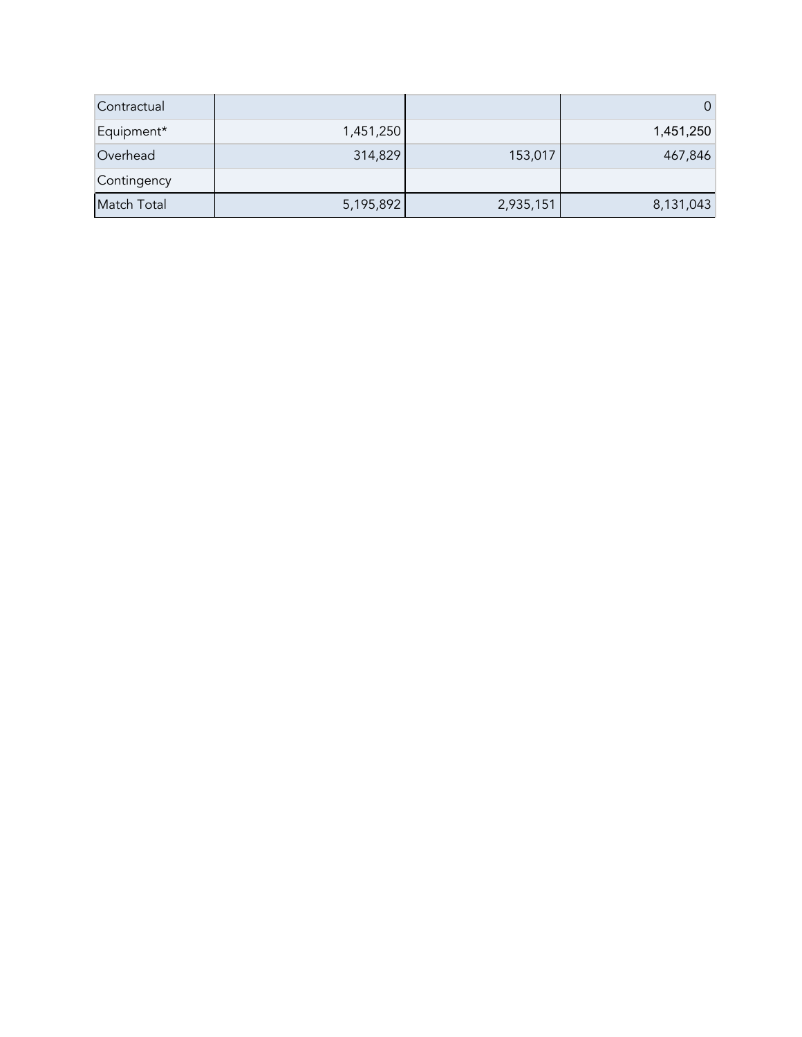| | | | |
|---|---|---|---|
| Contractual | | | 0 |
| Equipment* | 1,451,250 | | 1,451,250 |
| Overhead | 314,829 | 153,017 | 467,846 |
| Contingency | | | |
| Match Total | 5,195,892 | 2,935,151 | 8,131,043 |